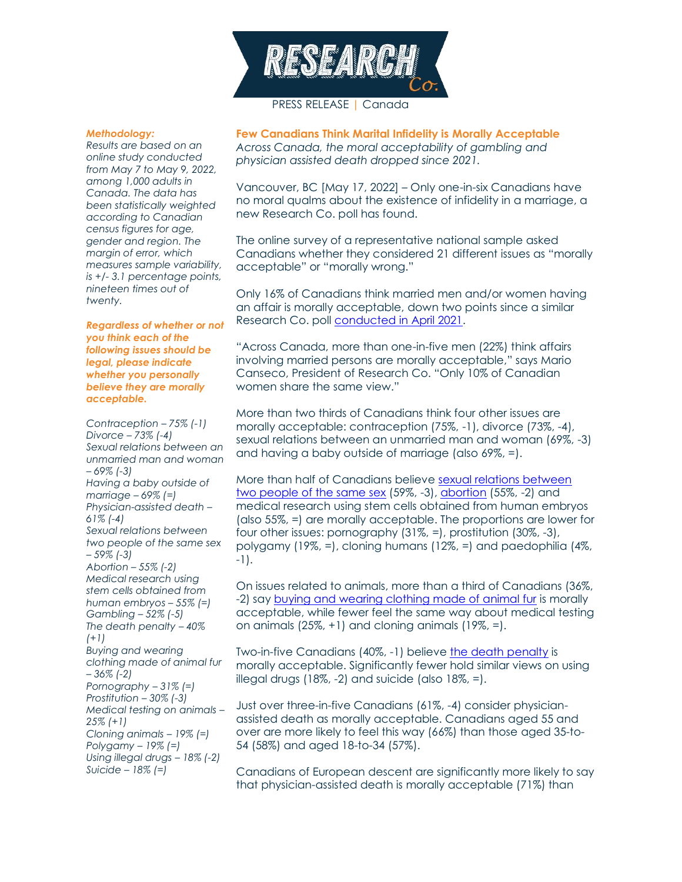PRESS RELEASE | Canada

## Few Canadians Think Marital Infidelity is Morally Acceptable

*Across Canada, the moral acceptability of gambling and physician assisted death dropped since 2021.*

Vancouver, BC [May 17, 2022] – Only one-in-six Canadians have no moral qualms about the existence of infidelity in a marriage, a new Research Co. poll has found.

The online survey of a representative national sample asked Canadians whether they considered 21 different issues as "morally acceptable" or "morally wrong."

Only 16% of Canadians think married men and/or women having an affair is morally acceptable, down two points since a similar Research Co. poll conducted in April 2021.

"Across Canada, more than one-in-five men (22%) think affairs involving married persons are morally acceptable," says Mario Canseco, President of Research Co. "Only 10% of Canadian women share the same view."

More than two thirds of Canadians think four other issues are morally acceptable: contraception (75%, -1), divorce (73%, -4), sexual relations between an unmarried man and woman (69%, -3) and having a baby outside of marriage (also 69%, =).

More than half of Canadians believe sexual relations between two people of the same sex (59%, -3), abortion (55%, -2) and medical research using stem cells obtained from human embryos (also 55%, =) are morally acceptable. The proportions are lower for four other issues: pornography (31%, =), prostitution (30%, -3), polygamy (19%, =), cloning humans (12%, =) and paedophilia (4%, -1).

On issues related to animals, more than a third of Canadians (36%, -2) say buying and wearing clothing made of animal fur is morally acceptable, while fewer feel the same way about medical testing on animals (25%, +1) and cloning animals (19%, =).

Two-in-five Canadians (40%, -1) believe the death penalty is morally acceptable. Significantly fewer hold similar views on using illegal drugs (18%, -2) and suicide (also 18%, =).

Just over three-in-five Canadians (61%, -4) consider physician-assisted death as morally acceptable. Canadians aged 55 and over are more likely to feel this way (66%) than those aged 35-to-54 (58%) and aged 18-to-34 (57%).

Canadians of European descent are significantly more likely to say that physician-assisted death is morally acceptable (71%) than

***Methodology:***

*Results are based on an online study conducted from May 7 to May 9, 2022, among 1,000 adults in Canada. The data has been statistically weighted according to Canadian census figures for age, gender and region. The margin of error, which measures sample variability, is +/- 3.1 percentage points, nineteen times out of twenty.*

***Regardless of whether or not you think each of the following issues should be legal, please indicate whether you personally believe they are morally acceptable.***

*Contraception – 75% (-1)*
*Divorce – 73% (-4)*
*Sexual relations between an unmarried man and woman – 69% (-3)*
*Having a baby outside of marriage – 69% (=)*
*Physician-assisted death – 61% (-4)*
*Sexual relations between two people of the same sex – 59% (-3)*
*Abortion – 55% (-2)*
*Medical research using stem cells obtained from human embryos – 55% (=)*
*Gambling – 52% (-5)*
*The death penalty – 40% (+1)*
*Buying and wearing clothing made of animal fur – 36% (-2)*
*Pornography – 31% (=)*
*Prostitution – 30% (-3)*
*Medical testing on animals – 25% (+1)*
*Cloning animals – 19% (=)*
*Polygamy – 19% (=)*
*Using illegal drugs – 18% (-2)*
*Suicide – 18% (=)*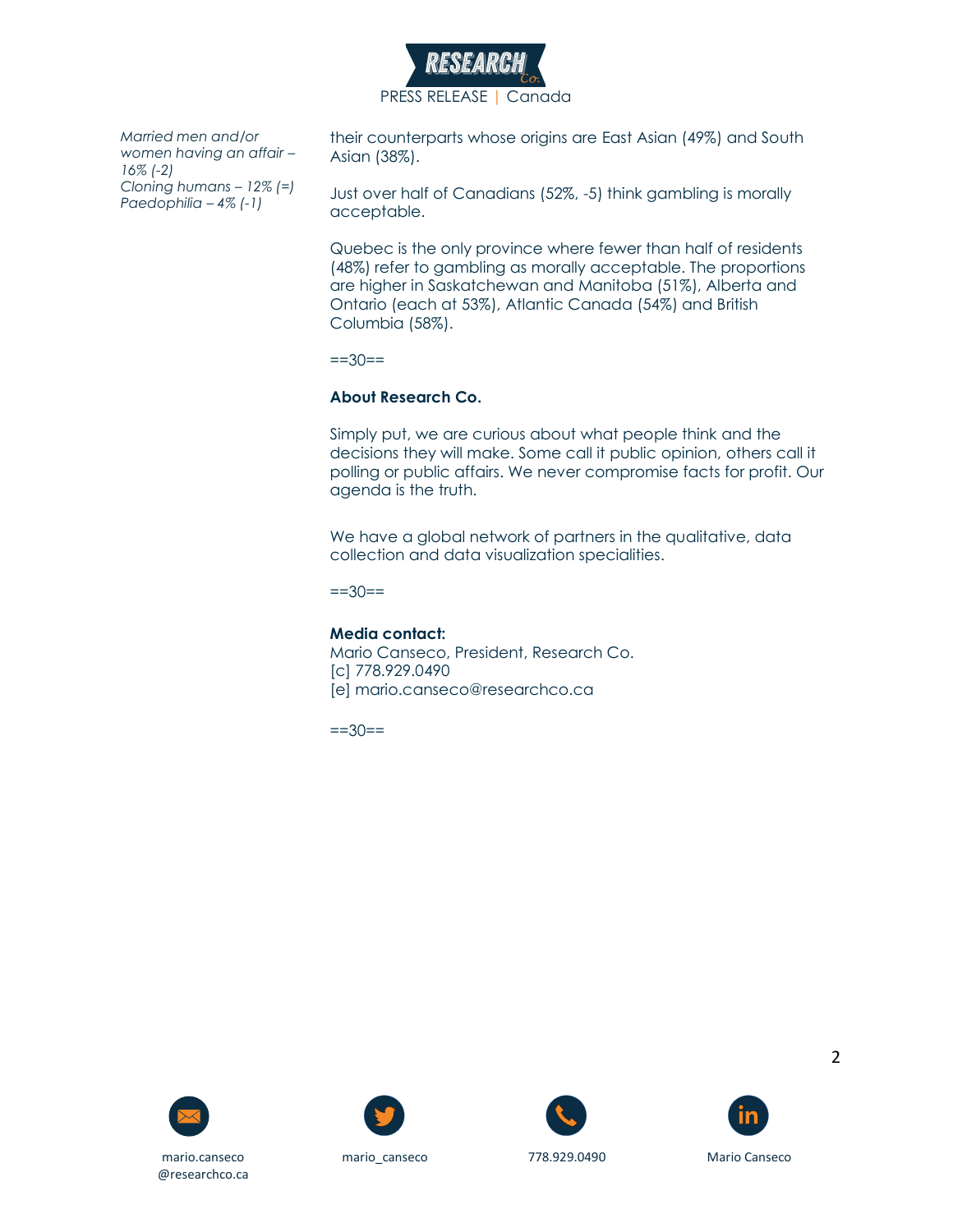*Married men and/or women having an affair – 16% (-2)*
*Cloning humans – 12% (=)*
*Paedophilia – 4% (-1)*

their counterparts whose origins are East Asian (49%) and South Asian (38%).

Just over half of Canadians (52%, -5) think gambling is morally acceptable.

Quebec is the only province where fewer than half of residents (48%) refer to gambling as morally acceptable. The proportions are higher in Saskatchewan and Manitoba (51%), Alberta and Ontario (each at 53%), Atlantic Canada (54%) and British Columbia (58%).

==30==

**About Research Co.**

Simply put, we are curious about what people think and the decisions they will make. Some call it public opinion, others call it polling or public affairs. We never compromise facts for profit. Our agenda is the truth.

We have a global network of partners in the qualitative, data collection and data visualization specialities.

==30==

**Media contact:**
Mario Canseco, President, Research Co.
[c] 778.929.0490
[e] mario.canseco@researchco.ca

==30==